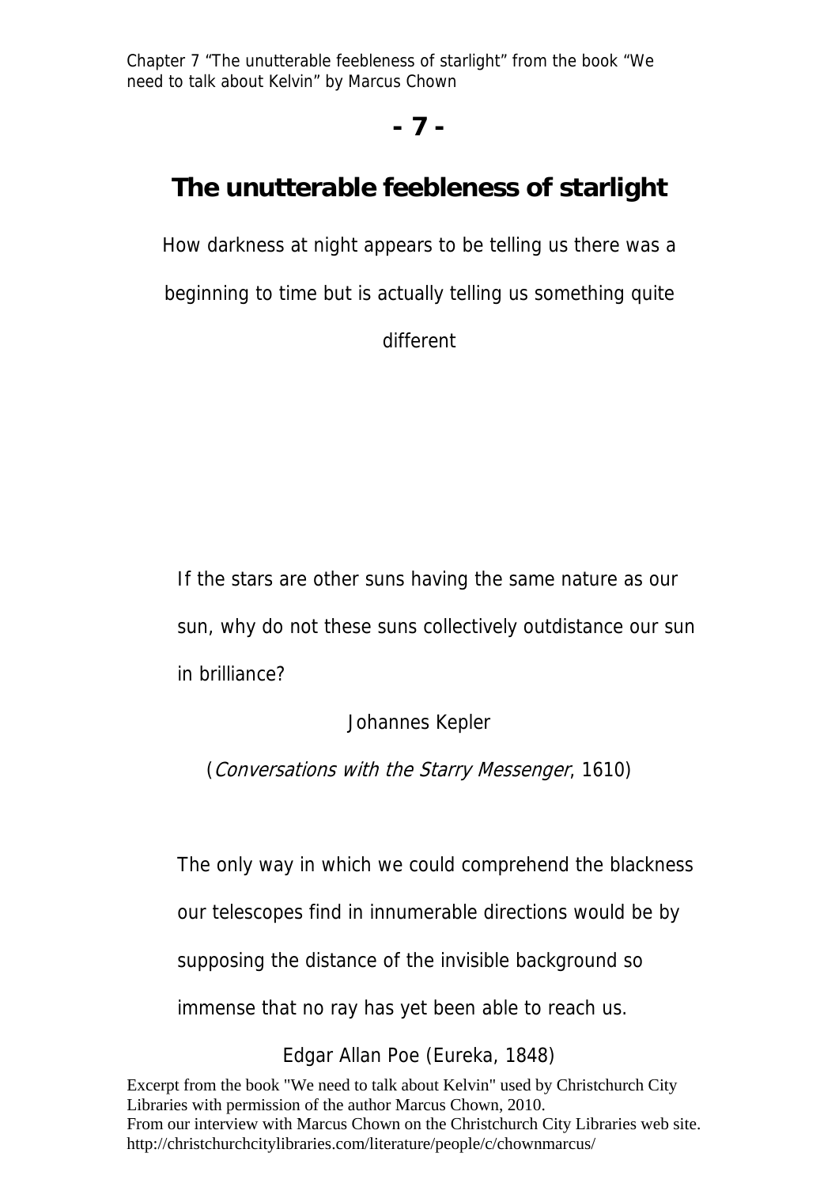Chapter 7 “The unutterable feebleness of starlight” from the book “We need to talk about Kelvin” by Marcus Chown

# - 7 -

# The unutterable feebleness of starlight

How darkness at night appears to be telling us there was a beginning to time but is actually telling us something quite different

> If the stars are other suns having the same nature as our sun, why do not these suns collectively outdistance our sun in brilliance?
>
> Johannes Kepler
>
> (*Conversations with the Starry Messenger*, 1610)

> The only way in which we could comprehend the blackness our telescopes find in innumerable directions would be by supposing the distance of the invisible background so immense that no ray has yet been able to reach us.
>
> Edgar Allan Poe (Eureka, 1848)

Excerpt from the book "We need to talk about Kelvin" used by Christchurch City Libraries with permission of the author Marcus Chown, 2010.
From our interview with Marcus Chown on the Christchurch City Libraries web site.
http://christchurchcitylibraries.com/literature/people/c/chownmarcus/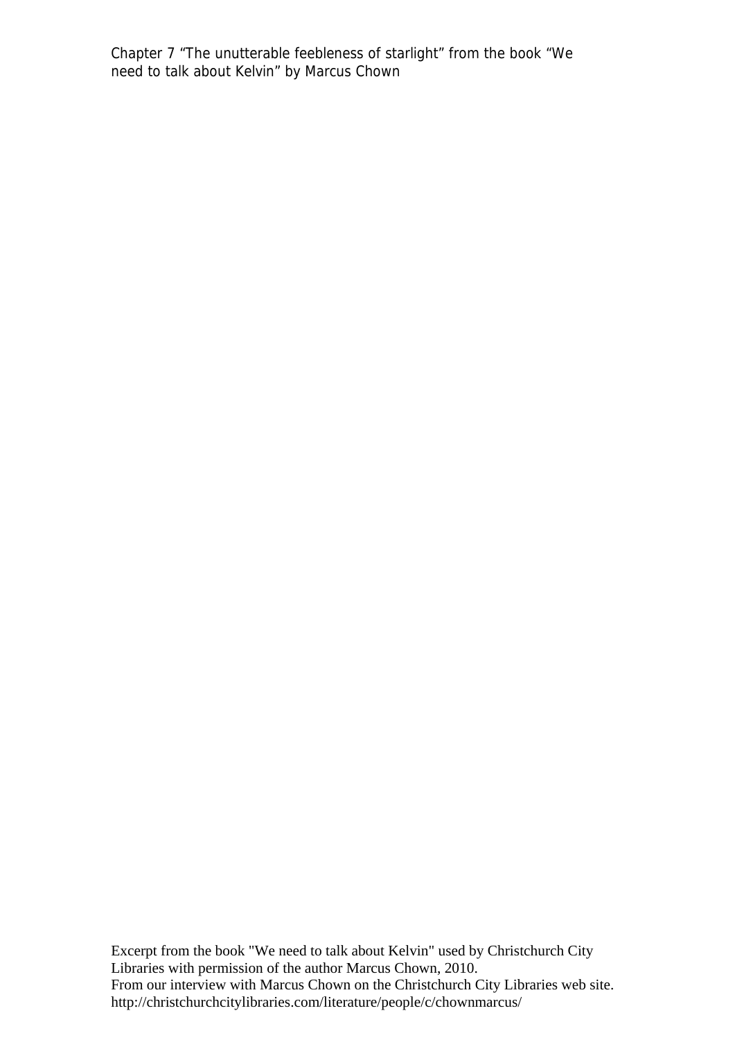Chapter 7 "The unutterable feebleness of starlight" from the book "We need to talk about Kelvin" by Marcus Chown

Excerpt from the book "We need to talk about Kelvin" used by Christchurch City Libraries with permission of the author Marcus Chown, 2010.
From our interview with Marcus Chown on the Christchurch City Libraries web site.
http://christchurchcitylibraries.com/literature/people/c/chownmarcus/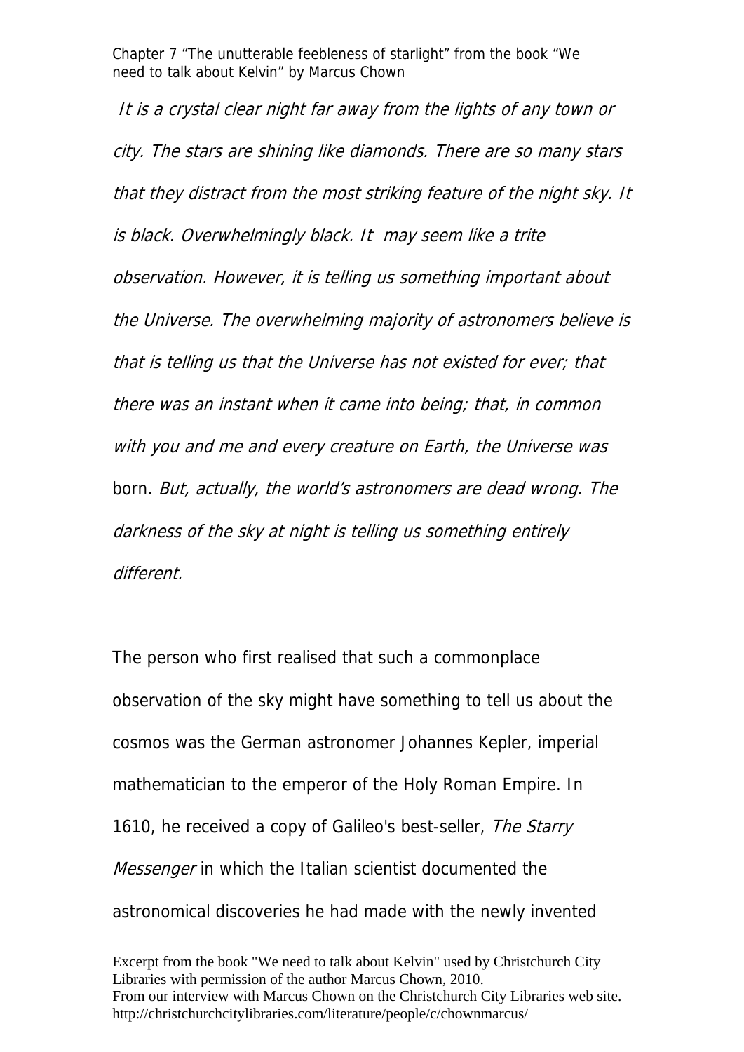Chapter 7 “The unutterable feebleness of starlight” from the book “We need to talk about Kelvin” by Marcus Chown

*It is a crystal clear night far away from the lights of any town or city. The stars are shining like diamonds. There are so many stars that they distract from the most striking feature of the night sky. It is black. Overwhelmingly black. It may seem like a trite observation. However, it is telling us something important about the Universe. The overwhelming majority of astronomers believe is that is telling us that the Universe has not existed for ever; that there was an instant when it came into being; that, in common with you and me and every creature on Earth, the Universe was* born. *But, actually, the world's astronomers are dead wrong. The darkness of the sky at night is telling us something entirely different.*

The person who first realised that such a commonplace observation of the sky might have something to tell us about the cosmos was the German astronomer Johannes Kepler, imperial mathematician to the emperor of the Holy Roman Empire. In 1610, he received a copy of Galileo's best-seller, *The Starry Messenger* in which the Italian scientist documented the astronomical discoveries he had made with the newly invented

Excerpt from the book "We need to talk about Kelvin" used by Christchurch City Libraries with permission of the author Marcus Chown, 2010.
From our interview with Marcus Chown on the Christchurch City Libraries web site.
http://christchurchcitylibraries.com/literature/people/c/chownmarcus/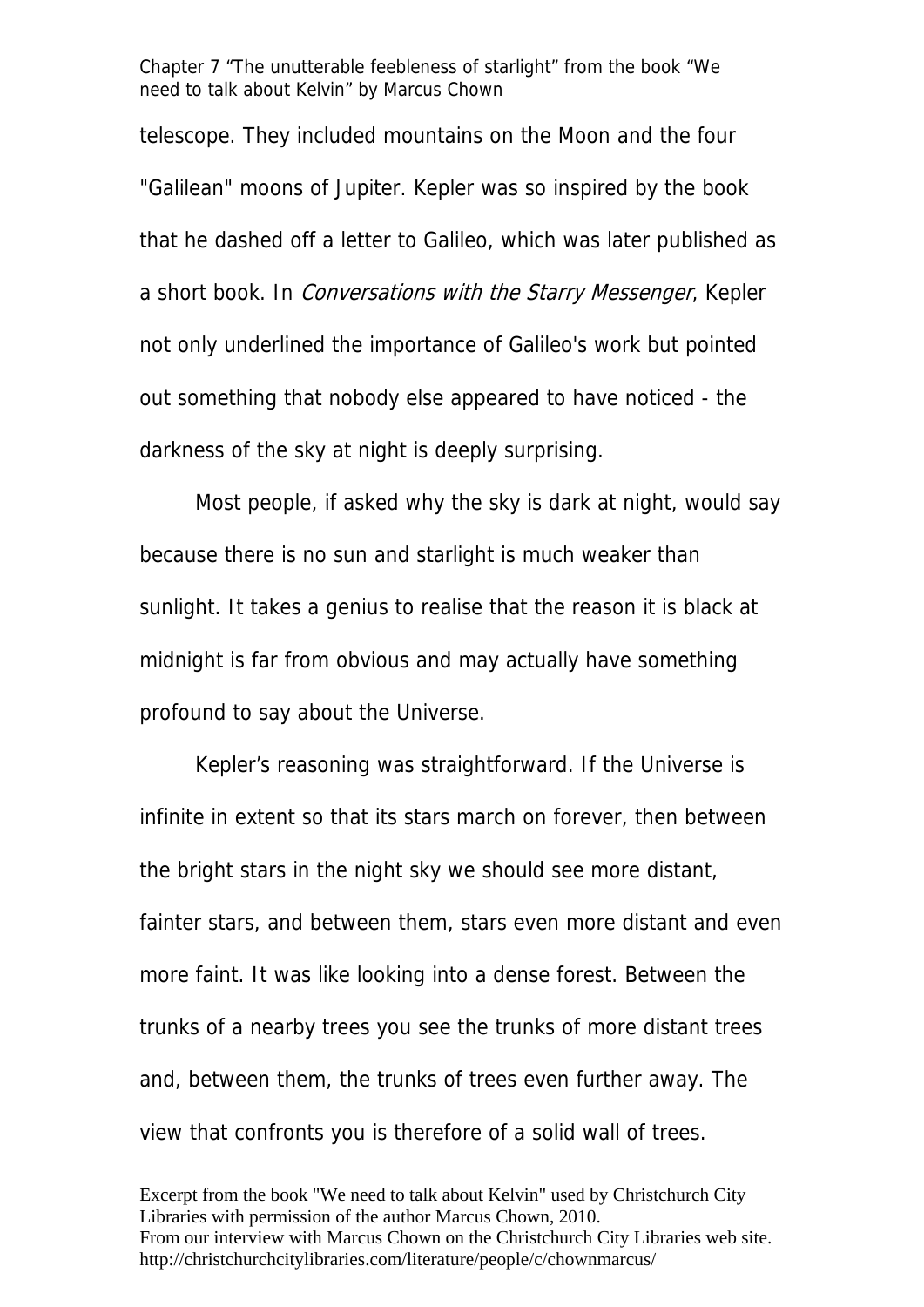telescope. They included mountains on the Moon and the four "Galilean" moons of Jupiter. Kepler was so inspired by the book that he dashed off a letter to Galileo, which was later published as a short book. In *Conversations with the Starry Messenger*, Kepler not only underlined the importance of Galileo's work but pointed out something that nobody else appeared to have noticed - the darkness of the sky at night is deeply surprising.

Most people, if asked why the sky is dark at night, would say because there is no sun and starlight is much weaker than sunlight. It takes a genius to realise that the reason it is black at midnight is far from obvious and may actually have something profound to say about the Universe.

Kepler's reasoning was straightforward. If the Universe is infinite in extent so that its stars march on forever, then between the bright stars in the night sky we should see more distant, fainter stars, and between them, stars even more distant and even more faint. It was like looking into a dense forest. Between the trunks of a nearby trees you see the trunks of more distant trees and, between them, the trunks of trees even further away. The view that confronts you is therefore of a solid wall of trees.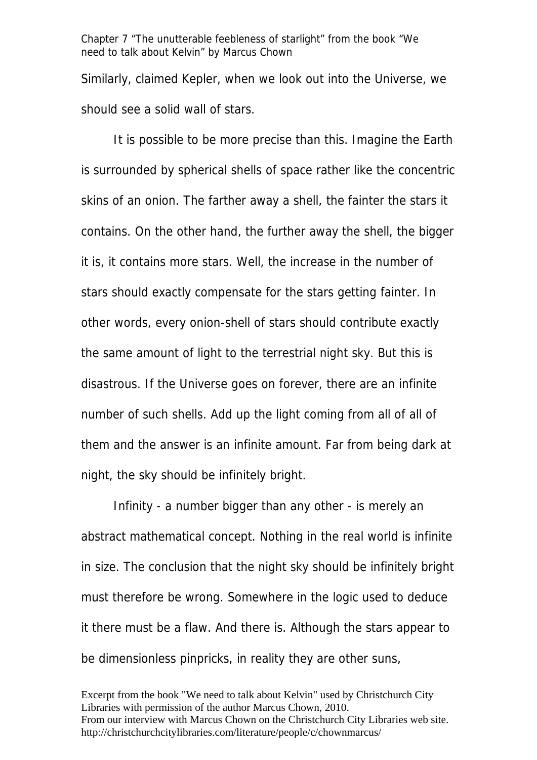Similarly, claimed Kepler, when we look out into the Universe, we should see a solid wall of stars.

It is possible to be more precise than this. Imagine the Earth is surrounded by spherical shells of space rather like the concentric skins of an onion. The farther away a shell, the fainter the stars it contains. On the other hand, the further away the shell, the bigger it is, it contains more stars. Well, the increase in the number of stars should exactly compensate for the stars getting fainter. In other words, every onion-shell of stars should contribute exactly the same amount of light to the terrestrial night sky. But this is disastrous. If the Universe goes on forever, there are an infinite number of such shells. Add up the light coming from all of all of them and the answer is an infinite amount. Far from being dark at night, the sky should be infinitely bright.

Infinity - a number bigger than any other - is merely an abstract mathematical concept. Nothing in the real world is infinite in size. The conclusion that the night sky should be infinitely bright must therefore be wrong. Somewhere in the logic used to deduce it there must be a flaw. And there is. Although the stars appear to be dimensionless pinpricks, in reality they are other suns,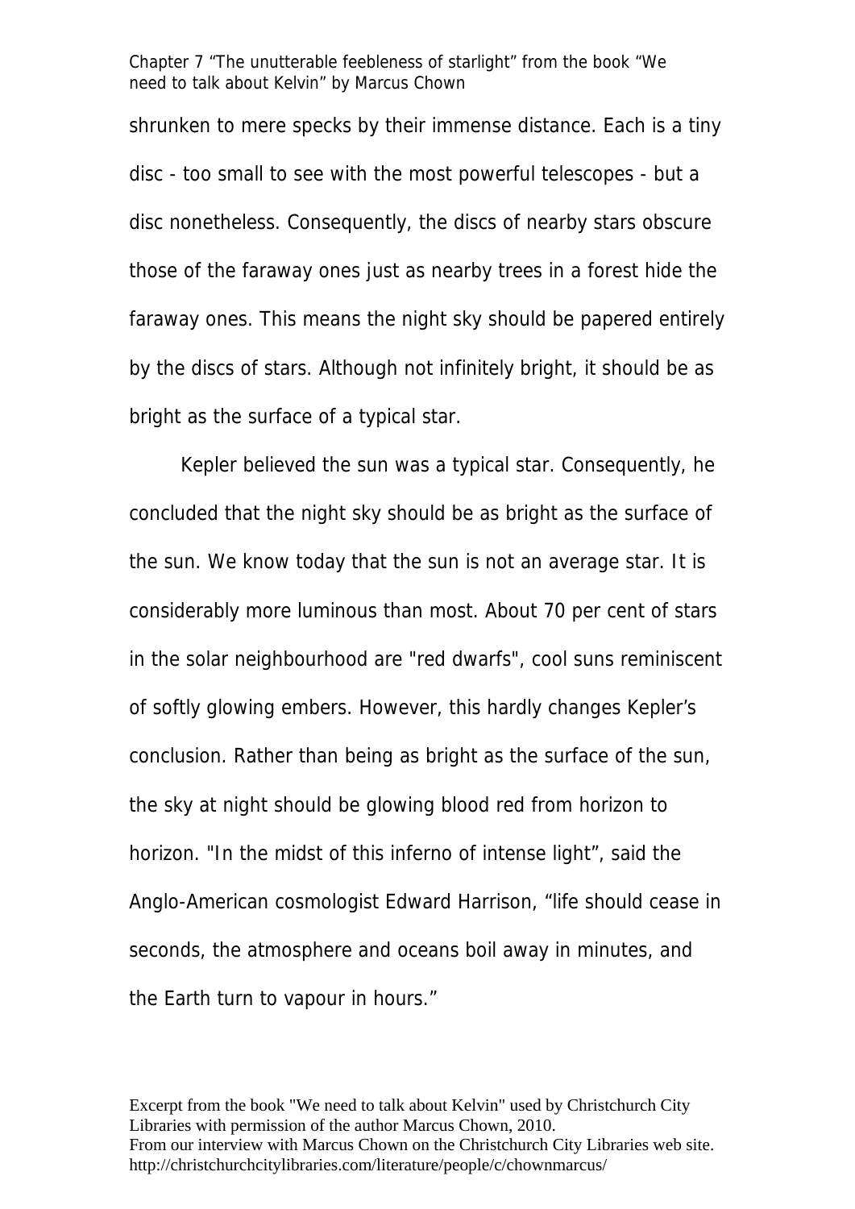shrunken to mere specks by their immense distance. Each is a tiny disc - too small to see with the most powerful telescopes - but a disc nonetheless. Consequently, the discs of nearby stars obscure those of the faraway ones just as nearby trees in a forest hide the faraway ones. This means the night sky should be papered entirely by the discs of stars. Although not infinitely bright, it should be as bright as the surface of a typical star.

Kepler believed the sun was a typical star. Consequently, he concluded that the night sky should be as bright as the surface of the sun. We know today that the sun is not an average star. It is considerably more luminous than most. About 70 per cent of stars in the solar neighbourhood are "red dwarfs", cool suns reminiscent of softly glowing embers. However, this hardly changes Kepler's conclusion. Rather than being as bright as the surface of the sun, the sky at night should be glowing blood red from horizon to horizon. "In the midst of this inferno of intense light", said the Anglo-American cosmologist Edward Harrison, "life should cease in seconds, the atmosphere and oceans boil away in minutes, and the Earth turn to vapour in hours."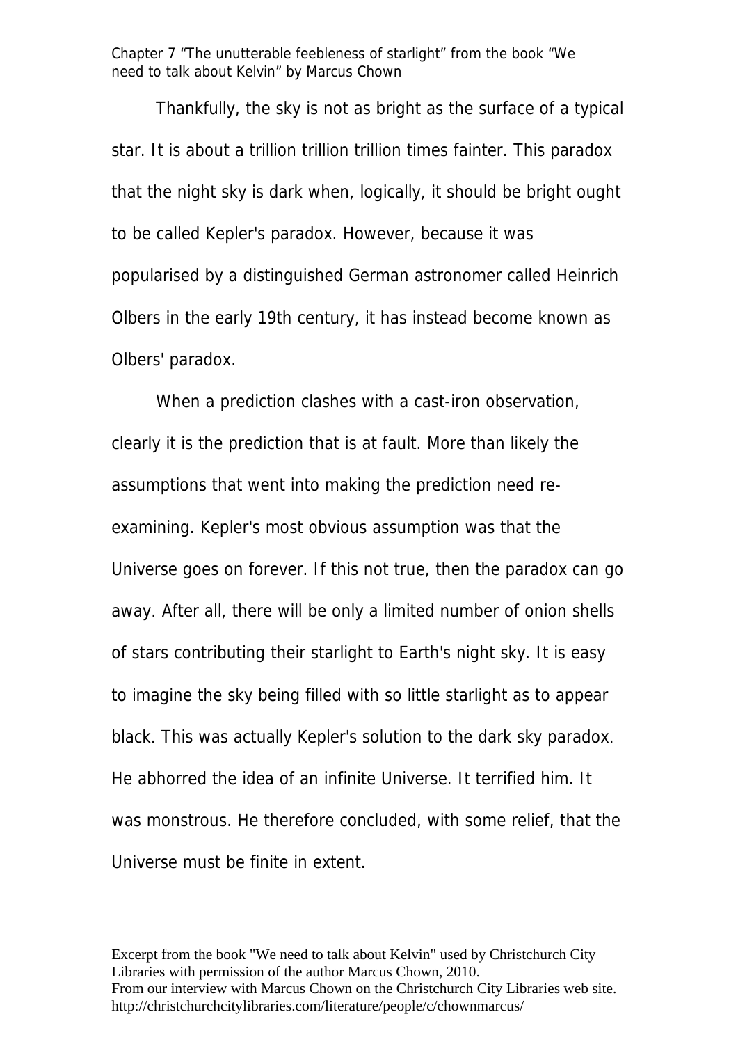Thankfully, the sky is not as bright as the surface of a typical star. It is about a trillion trillion trillion times fainter. This paradox that the night sky is dark when, logically, it should be bright ought to be called Kepler's paradox. However, because it was popularised by a distinguished German astronomer called Heinrich Olbers in the early 19th century, it has instead become known as Olbers' paradox.

When a prediction clashes with a cast-iron observation, clearly it is the prediction that is at fault. More than likely the assumptions that went into making the prediction need re-examining. Kepler's most obvious assumption was that the Universe goes on forever. If this not true, then the paradox can go away. After all, there will be only a limited number of onion shells of stars contributing their starlight to Earth's night sky. It is easy to imagine the sky being filled with so little starlight as to appear black. This was actually Kepler's solution to the dark sky paradox. He abhorred the idea of an infinite Universe. It terrified him. It was monstrous. He therefore concluded, with some relief, that the Universe must be finite in extent.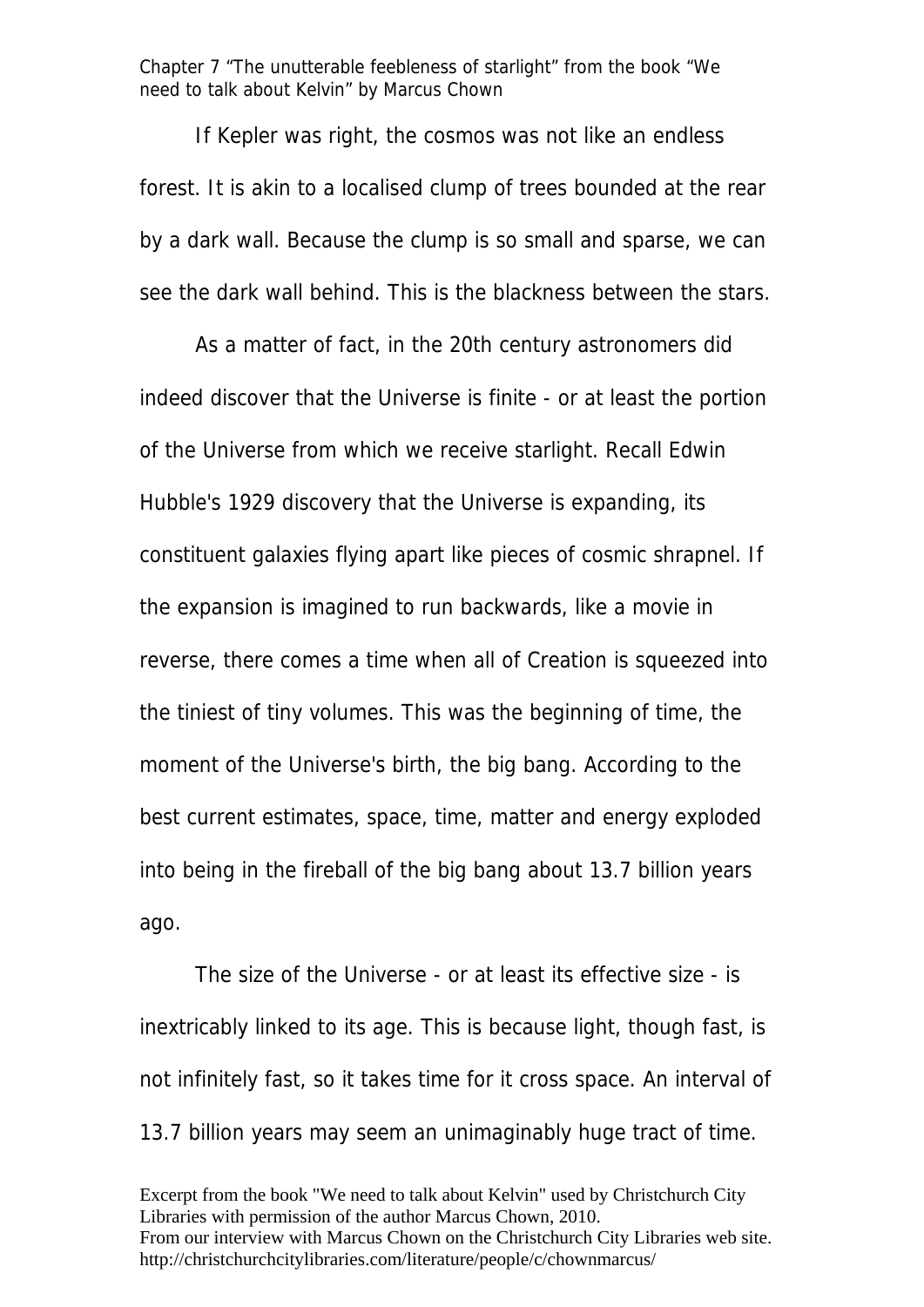If Kepler was right, the cosmos was not like an endless forest. It is akin to a localised clump of trees bounded at the rear by a dark wall. Because the clump is so small and sparse, we can see the dark wall behind. This is the blackness between the stars.

As a matter of fact, in the 20th century astronomers did indeed discover that the Universe is finite - or at least the portion of the Universe from which we receive starlight. Recall Edwin Hubble's 1929 discovery that the Universe is expanding, its constituent galaxies flying apart like pieces of cosmic shrapnel. If the expansion is imagined to run backwards, like a movie in reverse, there comes a time when all of Creation is squeezed into the tiniest of tiny volumes. This was the beginning of time, the moment of the Universe's birth, the big bang. According to the best current estimates, space, time, matter and energy exploded into being in the fireball of the big bang about 13.7 billion years ago.

The size of the Universe - or at least its effective size - is inextricably linked to its age. This is because light, though fast, is not infinitely fast, so it takes time for it cross space. An interval of 13.7 billion years may seem an unimaginably huge tract of time.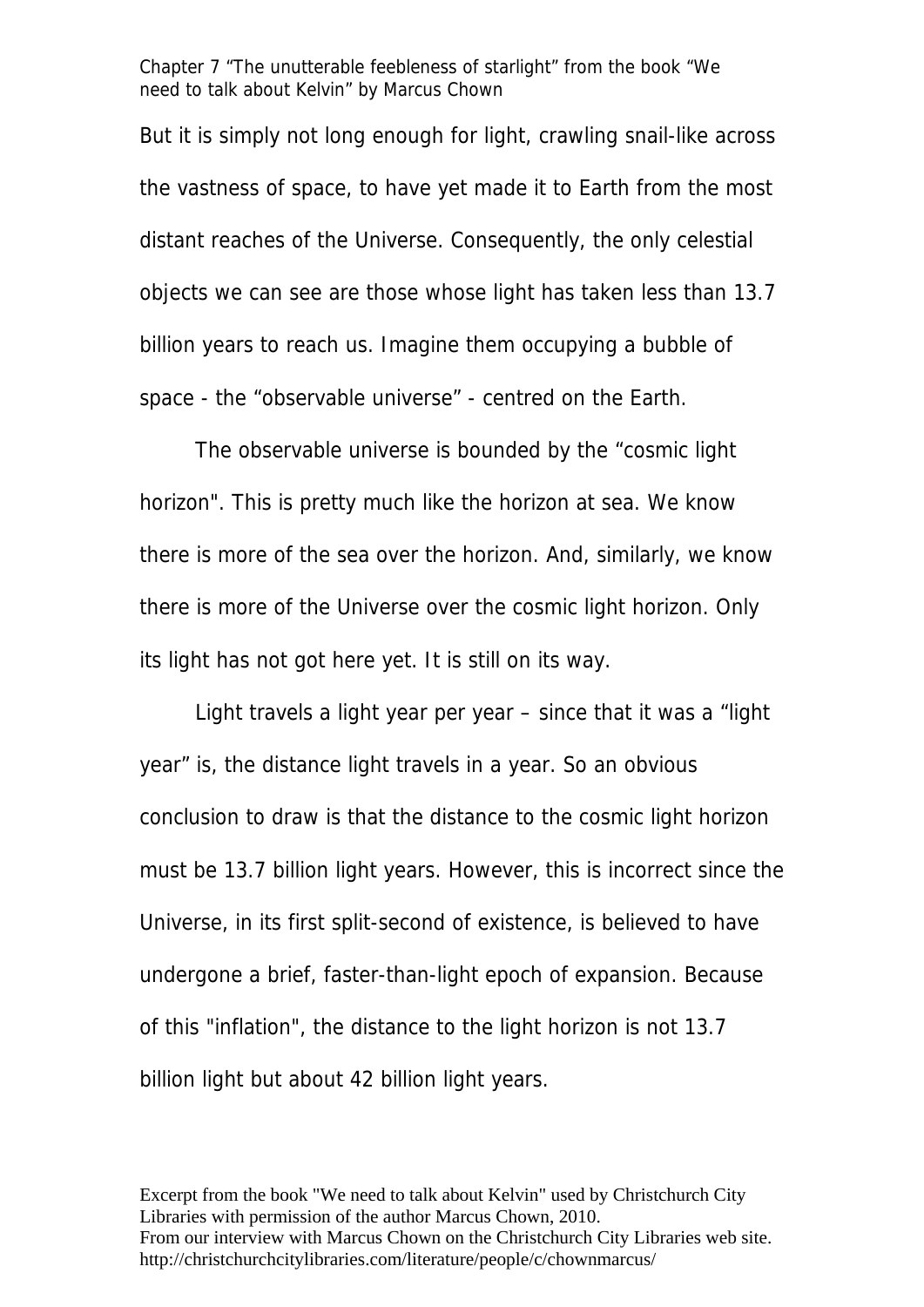But it is simply not long enough for light, crawling snail-like across the vastness of space, to have yet made it to Earth from the most distant reaches of the Universe. Consequently, the only celestial objects we can see are those whose light has taken less than 13.7 billion years to reach us. Imagine them occupying a bubble of space - the “observable universe” - centred on the Earth.

The observable universe is bounded by the “cosmic light horizon". This is pretty much like the horizon at sea. We know there is more of the sea over the horizon. And, similarly, we know there is more of the Universe over the cosmic light horizon. Only its light has not got here yet. It is still on its way.

Light travels a light year per year – since that it was a “light year” is, the distance light travels in a year. So an obvious conclusion to draw is that the distance to the cosmic light horizon must be 13.7 billion light years. However, this is incorrect since the Universe, in its first split-second of existence, is believed to have undergone a brief, faster-than-light epoch of expansion. Because of this "inflation", the distance to the light horizon is not 13.7 billion light but about 42 billion light years.

Excerpt from the book "We need to talk about Kelvin" used by Christchurch City Libraries with permission of the author Marcus Chown, 2010.
From our interview with Marcus Chown on the Christchurch City Libraries web site.
http://christchurchcitylibraries.com/literature/people/c/chownmarcus/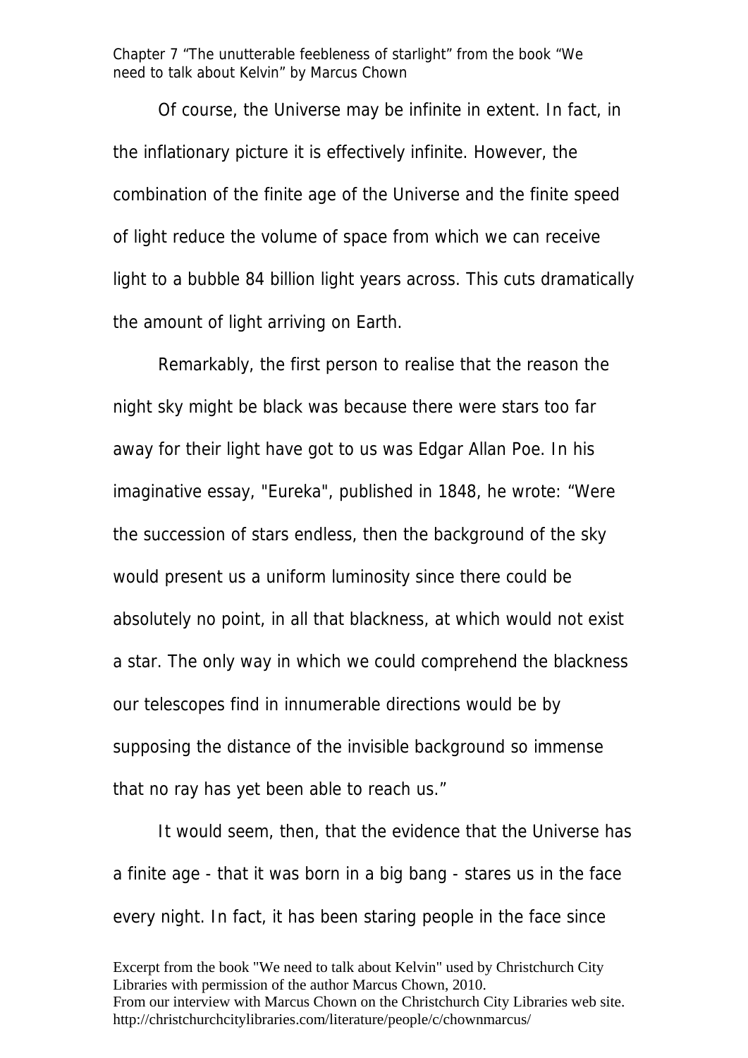Of course, the Universe may be infinite in extent. In fact, in the inflationary picture it is effectively infinite. However, the combination of the finite age of the Universe and the finite speed of light reduce the volume of space from which we can receive light to a bubble 84 billion light years across. This cuts dramatically the amount of light arriving on Earth.

Remarkably, the first person to realise that the reason the night sky might be black was because there were stars too far away for their light have got to us was Edgar Allan Poe. In his imaginative essay, "Eureka", published in 1848, he wrote: “Were the succession of stars endless, then the background of the sky would present us a uniform luminosity since there could be absolutely no point, in all that blackness, at which would not exist a star. The only way in which we could comprehend the blackness our telescopes find in innumerable directions would be by supposing the distance of the invisible background so immense that no ray has yet been able to reach us.”

It would seem, then, that the evidence that the Universe has a finite age - that it was born in a big bang - stares us in the face every night. In fact, it has been staring people in the face since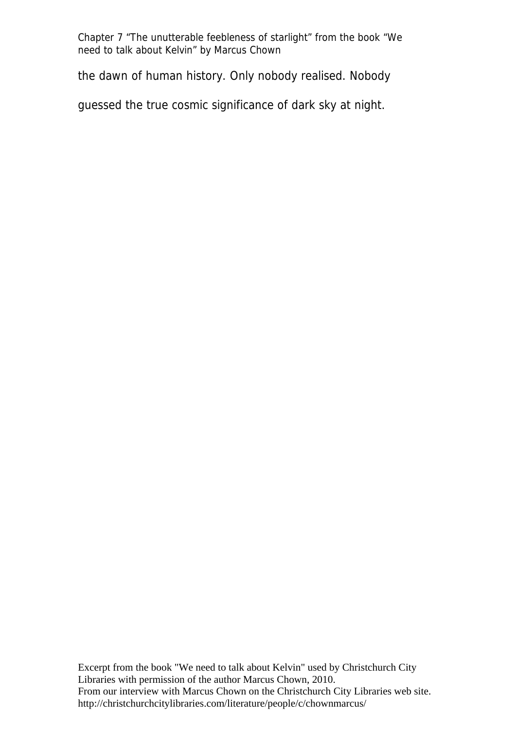the dawn of human history. Only nobody realised. Nobody guessed the true cosmic significance of dark sky at night.

Excerpt from the book "We need to talk about Kelvin" used by Christchurch City Libraries with permission of the author Marcus Chown, 2010.
From our interview with Marcus Chown on the Christchurch City Libraries web site. http://christchurchcitylibraries.com/literature/people/c/chownmarcus/